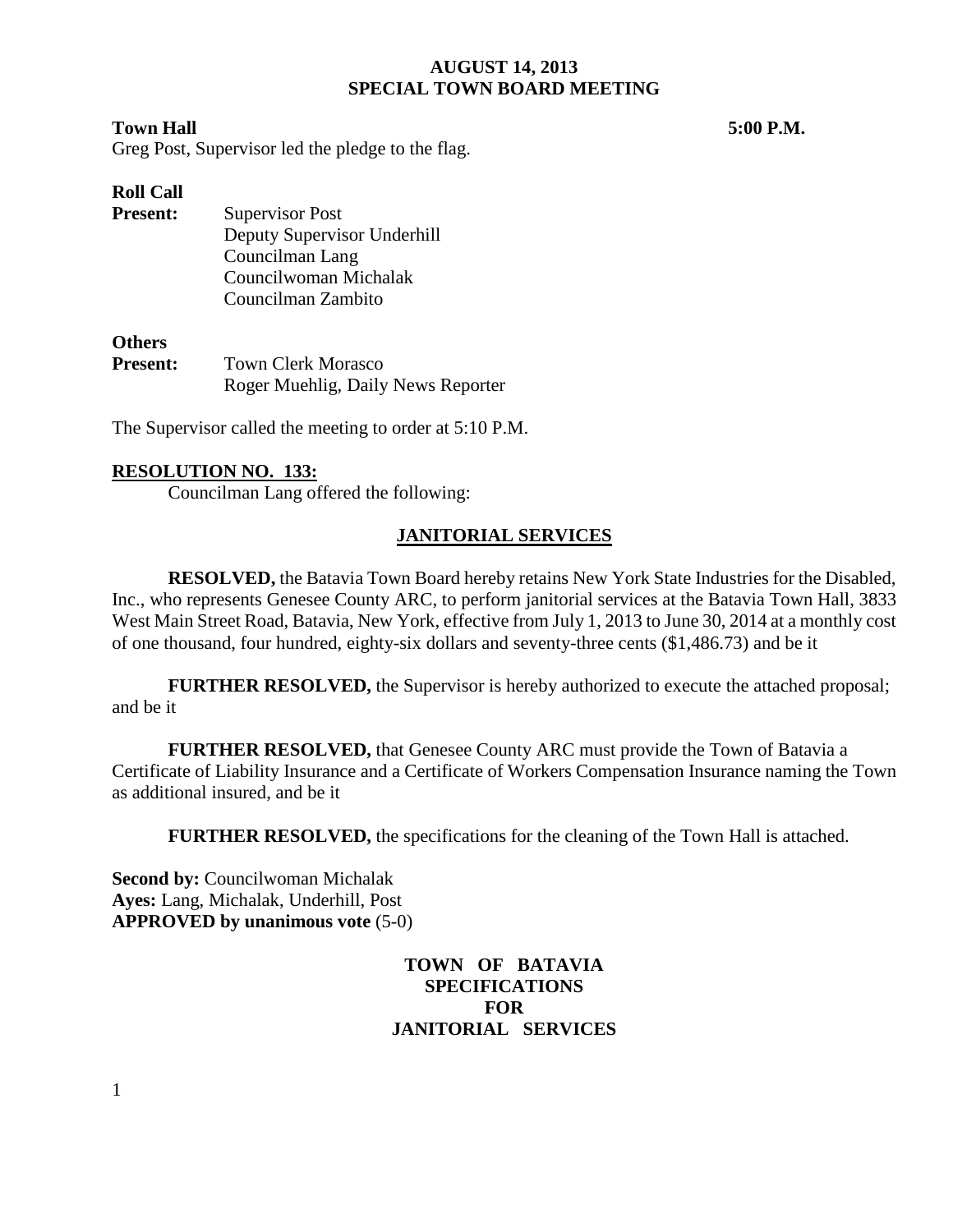# AUGUST 14, 2013
## SPECIAL TOWN BOARD MEETING

**Town Hall** **5:00 P.M.**

Greg Post, Supervisor led the pledge to the flag.

**Roll Call**

**Present:** Supervisor Post
Deputy Supervisor Underhill
Councilman Lang
Councilwoman Michalak
Councilman Zambito

**Others**

**Present:** Town Clerk Morasco
Roger Muehlig, Daily News Reporter

The Supervisor called the meeting to order at 5:10 P.M.

**RESOLUTION NO. 133:**

Councilman Lang offered the following:

**JANITORIAL SERVICES**

**RESOLVED,** the Batavia Town Board hereby retains New York State Industries for the Disabled, Inc., who represents Genesee County ARC, to perform janitorial services at the Batavia Town Hall, 3833 West Main Street Road, Batavia, New York, effective from July 1, 2013 to June 30, 2014 at a monthly cost of one thousand, four hundred, eighty-six dollars and seventy-three cents ($1,486.73) and be it

**FURTHER RESOLVED,** the Supervisor is hereby authorized to execute the attached proposal; and be it

**FURTHER RESOLVED,** that Genesee County ARC must provide the Town of Batavia a Certificate of Liability Insurance and a Certificate of Workers Compensation Insurance naming the Town as additional insured, and be it

**FURTHER RESOLVED,** the specifications for the cleaning of the Town Hall is attached.

**Second by:** Councilwoman Michalak
**Ayes:** Lang, Michalak, Underhill, Post
**APPROVED by unanimous vote** (5-0)

**TOWN OF BATAVIA**
**SPECIFICATIONS**
**FOR**
**JANITORIAL SERVICES**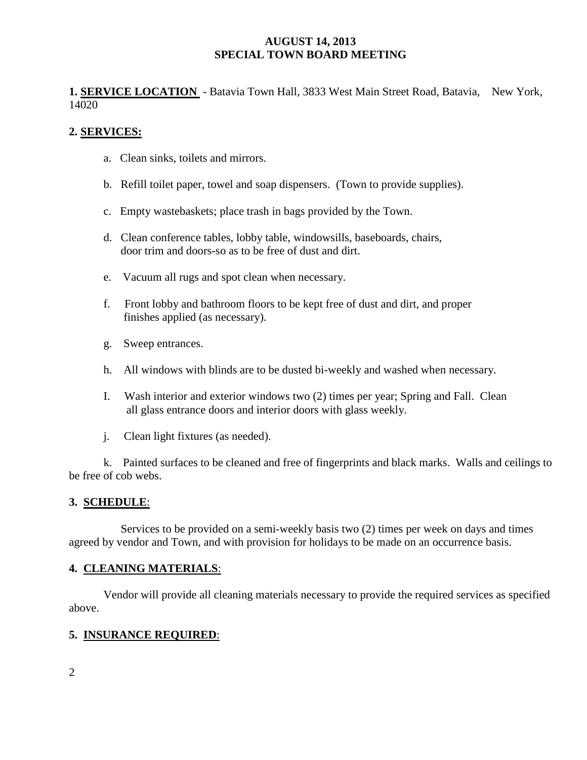**AUGUST 14, 2013**
**SPECIAL TOWN BOARD MEETING**

**1. SERVICE LOCATION** - Batavia Town Hall, 3833 West Main Street Road, Batavia, New York, 14020

**2. SERVICES:**

a. Clean sinks, toilets and mirrors.

b. Refill toilet paper, towel and soap dispensers. (Town to provide supplies).

c. Empty wastebaskets; place trash in bags provided by the Town.

d. Clean conference tables, lobby table, windowsills, baseboards, chairs, door trim and doors-so as to be free of dust and dirt.

e. Vacuum all rugs and spot clean when necessary.

f. Front lobby and bathroom floors to be kept free of dust and dirt, and proper finishes applied (as necessary).

g. Sweep entrances.

h. All windows with blinds are to be dusted bi-weekly and washed when necessary.

I. Wash interior and exterior windows two (2) times per year; Spring and Fall. Clean all glass entrance doors and interior doors with glass weekly.

j. Clean light fixtures (as needed).

k. Painted surfaces to be cleaned and free of fingerprints and black marks. Walls and ceilings to be free of cob webs.

**3. SCHEDULE**:

Services to be provided on a semi-weekly basis two (2) times per week on days and times agreed by vendor and Town, and with provision for holidays to be made on an occurrence basis.

**4. CLEANING MATERIALS**:

Vendor will provide all cleaning materials necessary to provide the required services as specified above.

**5. INSURANCE REQUIRED**: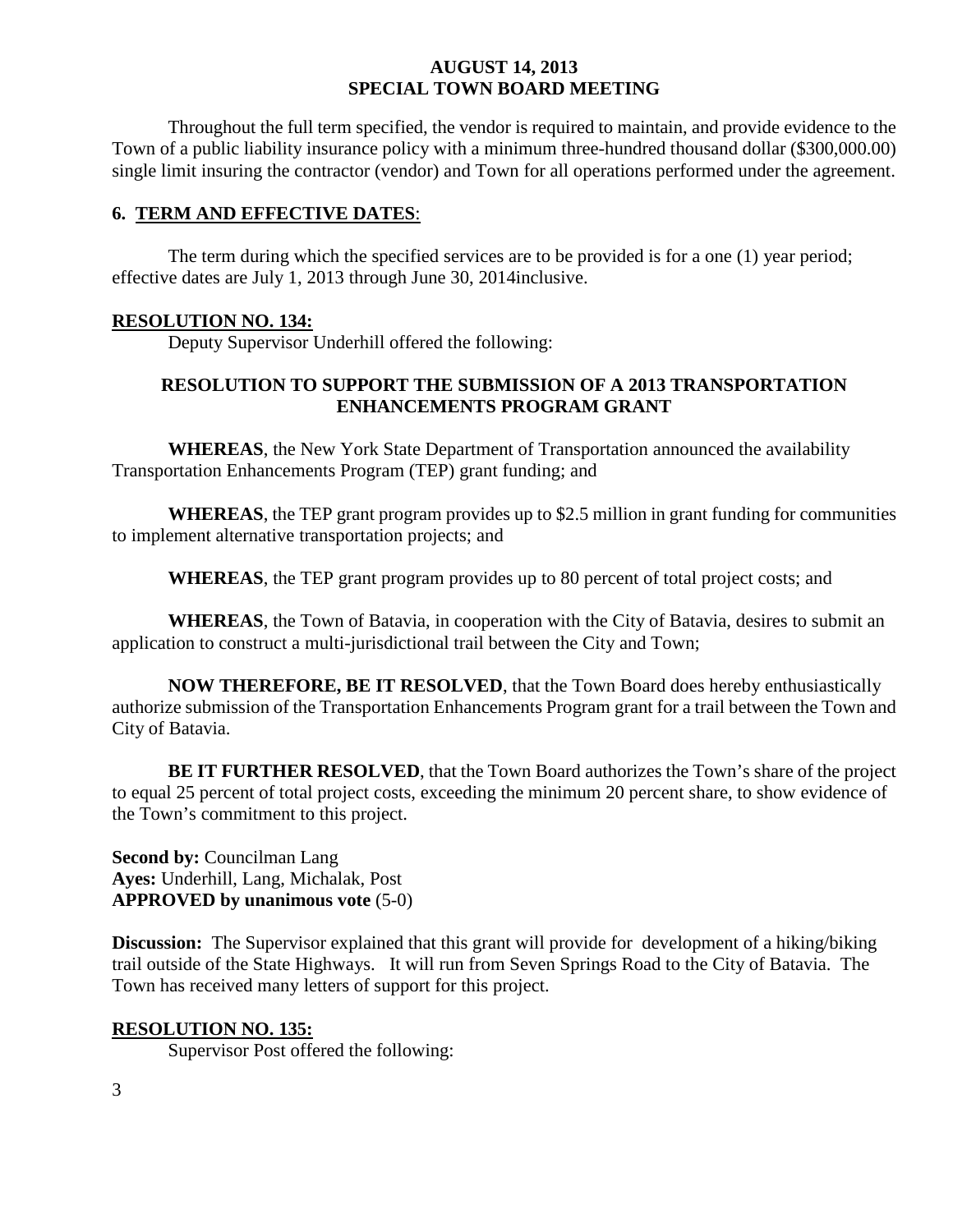Throughout the full term specified, the vendor is required to maintain, and provide evidence to the Town of a public liability insurance policy with a minimum three-hundred thousand dollar ($300,000.00) single limit insuring the contractor (vendor) and Town for all operations performed under the agreement.

## 6. TERM AND EFFECTIVE DATES:

The term during which the specified services are to be provided is for a one (1) year period; effective dates are July 1, 2013 through June 30, 2014inclusive.

**RESOLUTION NO. 134:**

Deputy Supervisor Underhill offered the following:

**RESOLUTION TO SUPPORT THE SUBMISSION OF A 2013 TRANSPORTATION ENHANCEMENTS PROGRAM GRANT**

**WHEREAS**, the New York State Department of Transportation announced the availability Transportation Enhancements Program (TEP) grant funding; and

**WHEREAS**, the TEP grant program provides up to $2.5 million in grant funding for communities to implement alternative transportation projects; and

**WHEREAS**, the TEP grant program provides up to 80 percent of total project costs; and

**WHEREAS**, the Town of Batavia, in cooperation with the City of Batavia, desires to submit an application to construct a multi-jurisdictional trail between the City and Town;

**NOW THEREFORE, BE IT RESOLVED**, that the Town Board does hereby enthusiastically authorize submission of the Transportation Enhancements Program grant for a trail between the Town and City of Batavia.

**BE IT FURTHER RESOLVED**, that the Town Board authorizes the Town's share of the project to equal 25 percent of total project costs, exceeding the minimum 20 percent share, to show evidence of the Town's commitment to this project.

**Second by:** Councilman Lang
**Ayes:** Underhill, Lang, Michalak, Post
**APPROVED by unanimous vote** (5-0)

**Discussion:** The Supervisor explained that this grant will provide for development of a hiking/biking trail outside of the State Highways. It will run from Seven Springs Road to the City of Batavia. The Town has received many letters of support for this project.

**RESOLUTION NO. 135:**

Supervisor Post offered the following: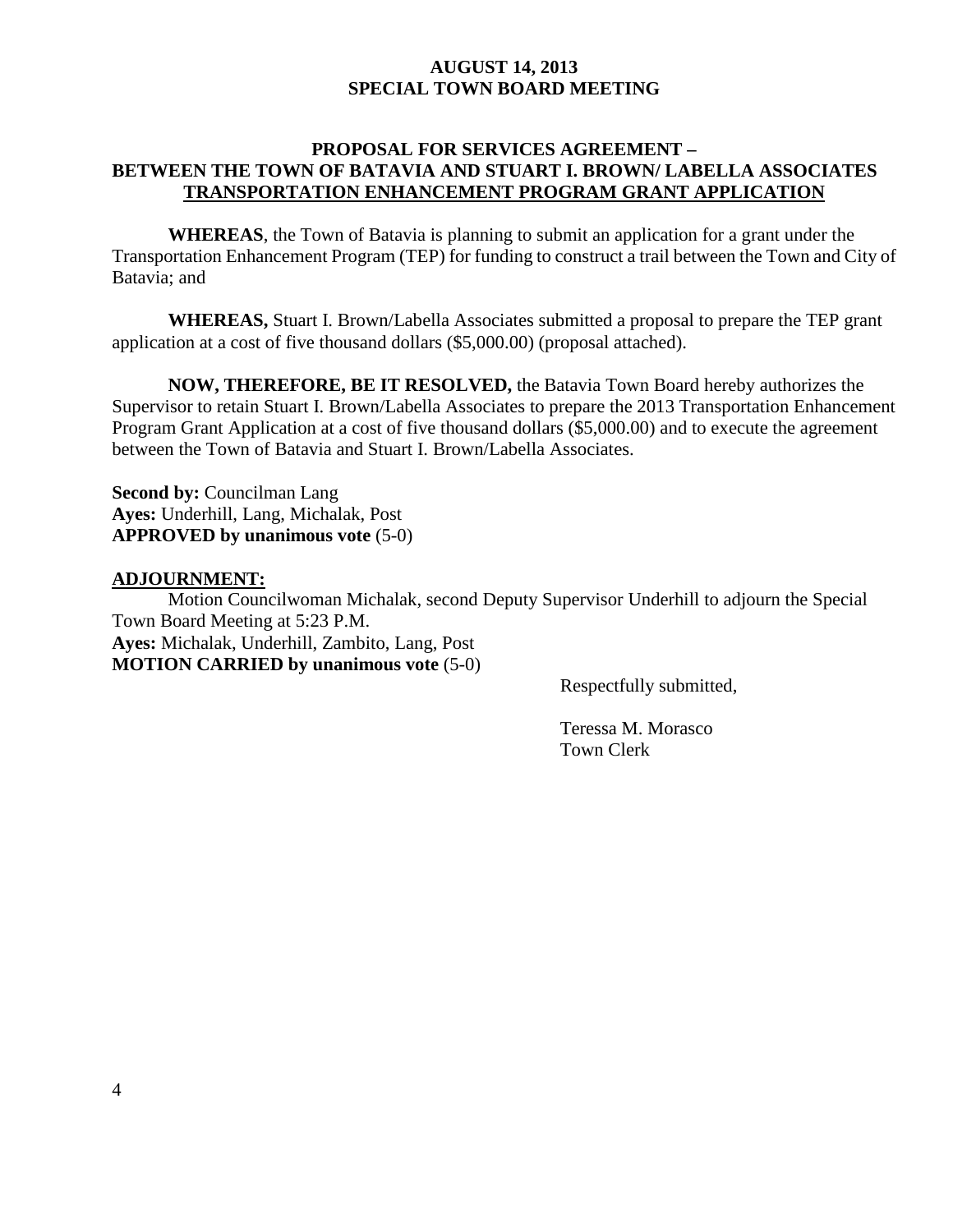**AUGUST 14, 2013**
**SPECIAL TOWN BOARD MEETING**

**PROPOSAL FOR SERVICES AGREEMENT – BETWEEN THE TOWN OF BATAVIA AND STUART I. BROWN/ LABELLA ASSOCIATES TRANSPORTATION ENHANCEMENT PROGRAM GRANT APPLICATION**

**WHEREAS**, the Town of Batavia is planning to submit an application for a grant under the Transportation Enhancement Program (TEP) for funding to construct a trail between the Town and City of Batavia; and

**WHEREAS,** Stuart I. Brown/Labella Associates submitted a proposal to prepare the TEP grant application at a cost of five thousand dollars ($5,000.00) (proposal attached).

**NOW, THEREFORE, BE IT RESOLVED,** the Batavia Town Board hereby authorizes the Supervisor to retain Stuart I. Brown/Labella Associates to prepare the 2013 Transportation Enhancement Program Grant Application at a cost of five thousand dollars ($5,000.00) and to execute the agreement between the Town of Batavia and Stuart I. Brown/Labella Associates.

**Second by:** Councilman Lang
**Ayes:** Underhill, Lang, Michalak, Post
**APPROVED by unanimous vote** (5-0)

**ADJOURNMENT:**

Motion Councilwoman Michalak, second Deputy Supervisor Underhill to adjourn the Special Town Board Meeting at 5:23 P.M.
**Ayes:** Michalak, Underhill, Zambito, Lang, Post
**MOTION CARRIED by unanimous vote** (5-0)

Respectfully submitted,

Teressa M. Morasco
Town Clerk